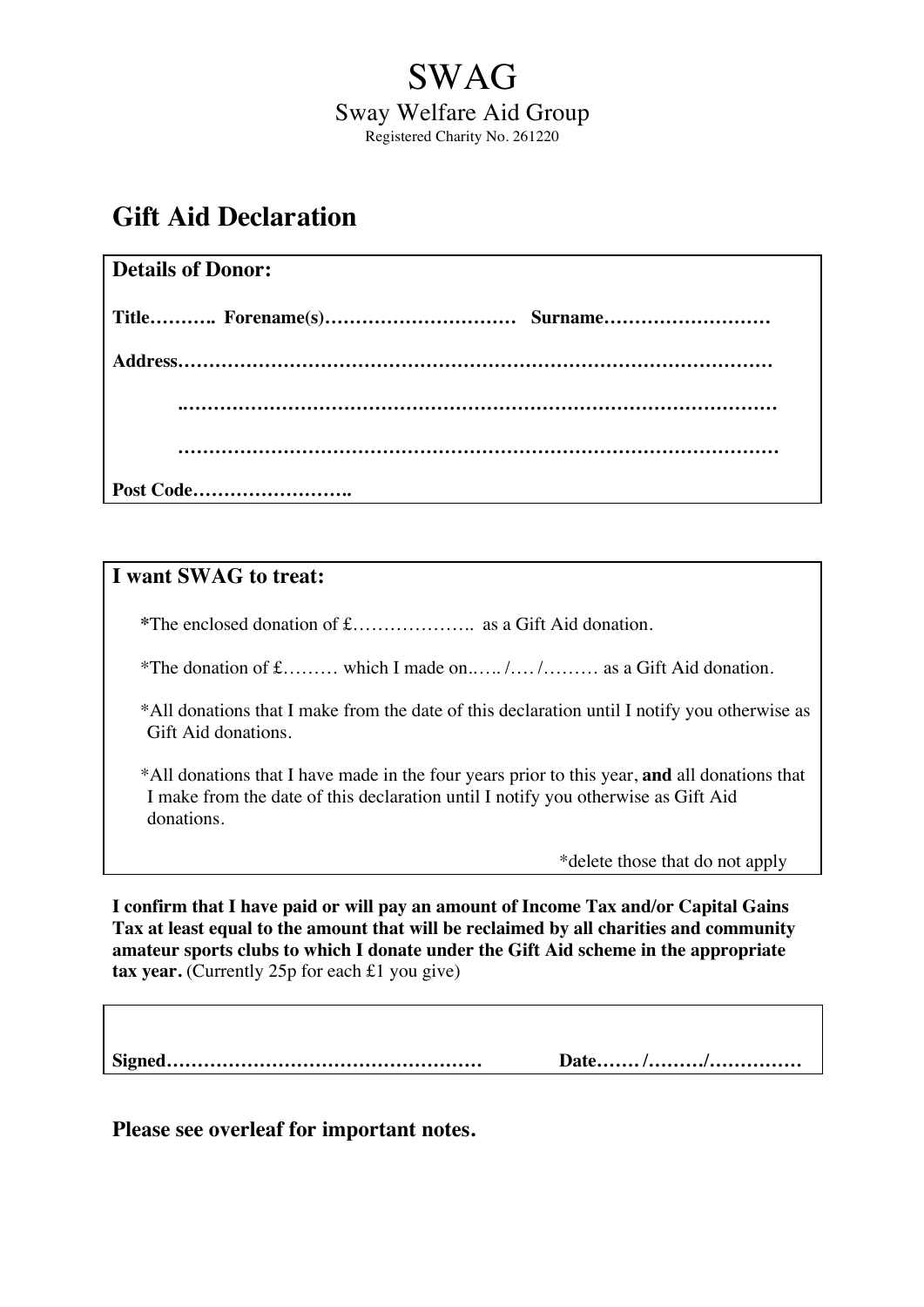# SWAG

Sway Welfare Aid Group

Registered Charity No. 261220

## Gift Aid Declaration

**Details of Donor:**

**Title………. Forename(s)………………………… Surname………………………**

**Address……………………………………………………………………………………**

**………………………………………………………………………………………**

**………………………………………………………………………………………**

**Post Code…………………….**

**I want SWAG to treat:**

**\***The enclosed donation of £……………….. as a Gift Aid donation.

\*The donation of £……… which I made on..…. /…. /……… as a Gift Aid donation.

\*All donations that I make from the date of this declaration until I notify you otherwise as Gift Aid donations.

\*All donations that I have made in the four years prior to this year, **and** all donations that I make from the date of this declaration until I notify you otherwise as Gift Aid donations.

\*delete those that do not apply

**I confirm that I have paid or will pay an amount of Income Tax and/or Capital Gains Tax at least equal to the amount that will be reclaimed by all charities and community amateur sports clubs to which I donate under the Gift Aid scheme in the appropriate tax year.** (Currently 25p for each £1 you give)

**Signed…………………………………………… Date……/………/……………**

**Please see overleaf for important notes.**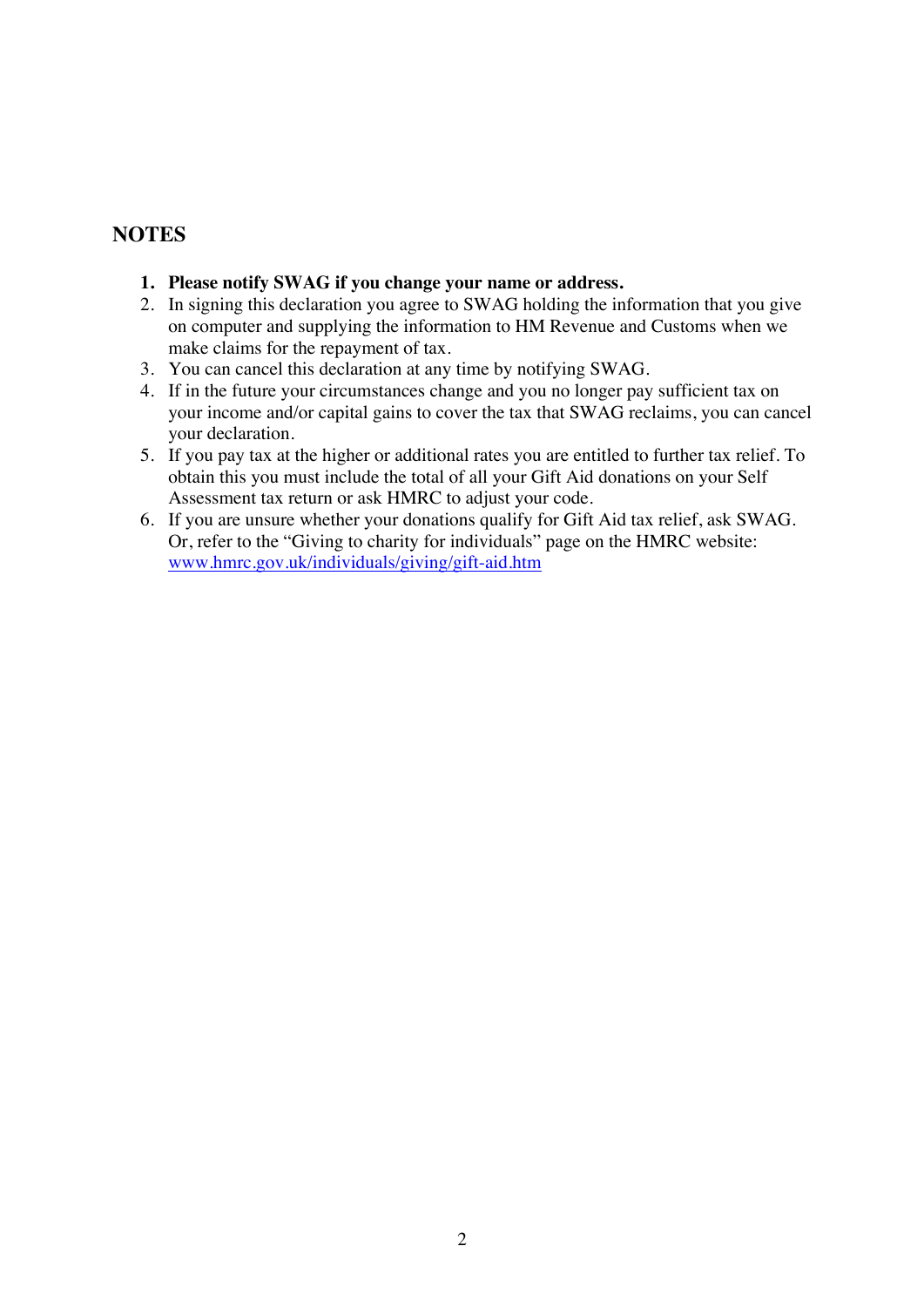## NOTES

1. **Please notify SWAG if you change your name or address.**
2. In signing this declaration you agree to SWAG holding the information that you give on computer and supplying the information to HM Revenue and Customs when we make claims for the repayment of tax.
3. You can cancel this declaration at any time by notifying SWAG.
4. If in the future your circumstances change and you no longer pay sufficient tax on your income and/or capital gains to cover the tax that SWAG reclaims, you can cancel your declaration.
5. If you pay tax at the higher or additional rates you are entitled to further tax relief. To obtain this you must include the total of all your Gift Aid donations on your Self Assessment tax return or ask HMRC to adjust your code.
6. If you are unsure whether your donations qualify for Gift Aid tax relief, ask SWAG. Or, refer to the "Giving to charity for individuals" page on the HMRC website: [www.hmrc.gov.uk/individuals/giving/gift-aid.htm](http://www.hmrc.gov.uk/individuals/giving/gift-aid.htm)